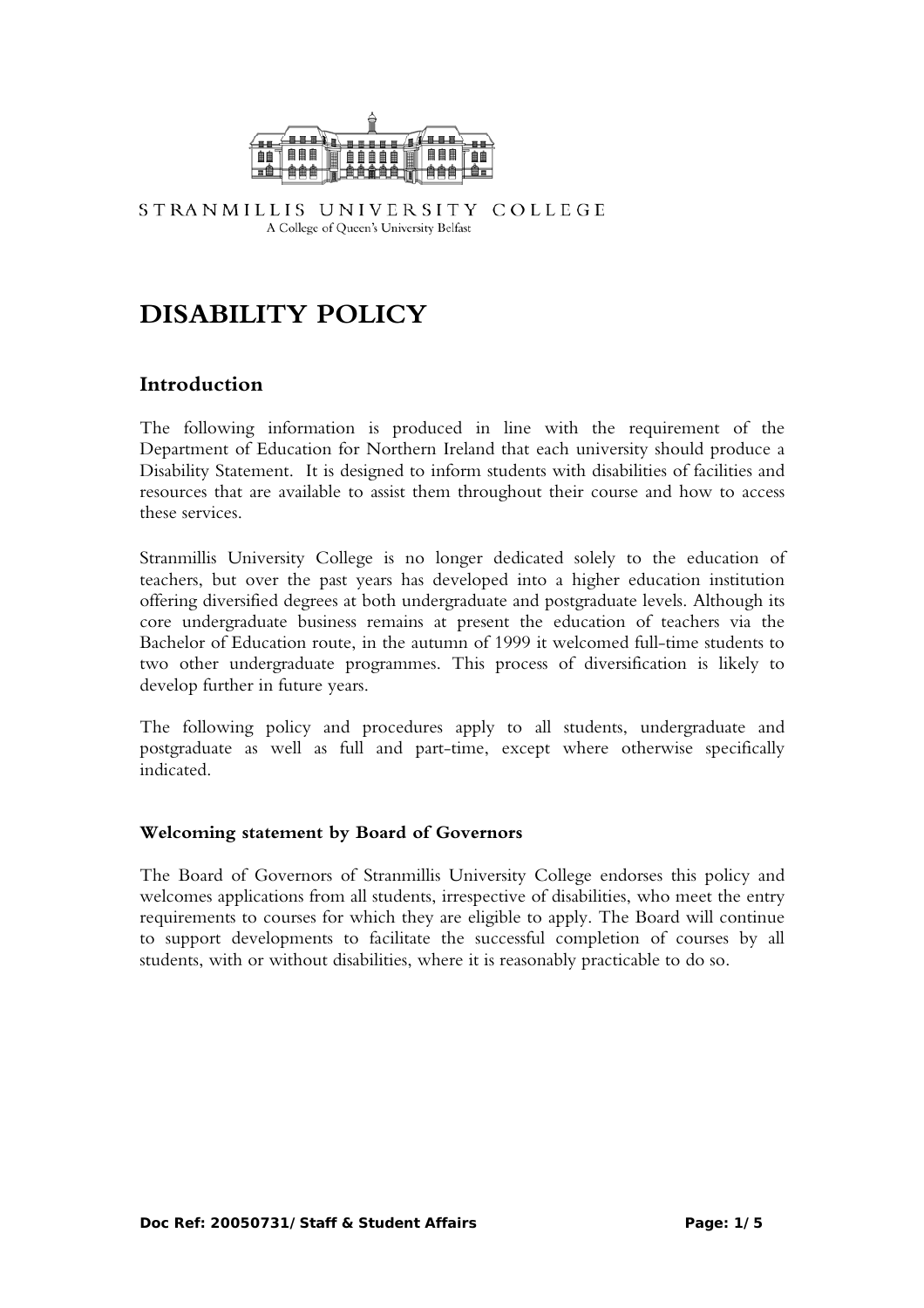STRANMILLIS UNIVERSITY COLLEGE
A College of Queen's University Belfast

# DISABILITY POLICY

## Introduction

The following information is produced in line with the requirement of the Department of Education for Northern Ireland that each university should produce a Disability Statement. It is designed to inform students with disabilities of facilities and resources that are available to assist them throughout their course and how to access these services.

Stranmillis University College is no longer dedicated solely to the education of teachers, but over the past years has developed into a higher education institution offering diversified degrees at both undergraduate and postgraduate levels. Although its core undergraduate business remains at present the education of teachers via the Bachelor of Education route, in the autumn of 1999 it welcomed full-time students to two other undergraduate programmes. This process of diversification is likely to develop further in future years.

The following policy and procedures apply to all students, undergraduate and postgraduate as well as full and part-time, except where otherwise specifically indicated.

### Welcoming statement by Board of Governors

The Board of Governors of Stranmillis University College endorses this policy and welcomes applications from all students, irrespective of disabilities, who meet the entry requirements to courses for which they are eligible to apply. The Board will continue to support developments to facilitate the successful completion of courses by all students, with or without disabilities, where it is reasonably practicable to do so.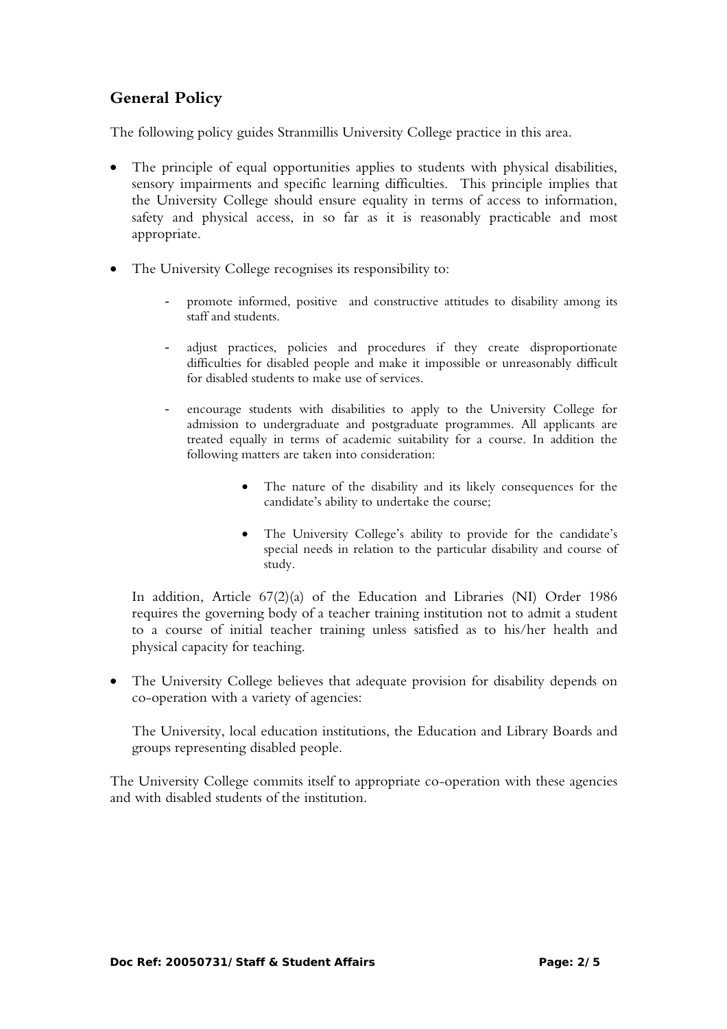## General Policy

The following policy guides Stranmillis University College practice in this area.

- The principle of equal opportunities applies to students with physical disabilities, sensory impairments and specific learning difficulties. This principle implies that the University College should ensure equality in terms of access to information, safety and physical access, in so far as it is reasonably practicable and most appropriate.

- The University College recognises its responsibility to:

  - promote informed, positive and constructive attitudes to disability among its staff and students.

  - adjust practices, policies and procedures if they create disproportionate difficulties for disabled people and make it impossible or unreasonably difficult for disabled students to make use of services.

  - encourage students with disabilities to apply to the University College for admission to undergraduate and postgraduate programmes. All applicants are treated equally in terms of academic suitability for a course. In addition the following matters are taken into consideration:

    - The nature of the disability and its likely consequences for the candidate's ability to undertake the course;

    - The University College's ability to provide for the candidate's special needs in relation to the particular disability and course of study.

  In addition, Article 67(2)(a) of the Education and Libraries (NI) Order 1986 requires the governing body of a teacher training institution not to admit a student to a course of initial teacher training unless satisfied as to his/her health and physical capacity for teaching.

- The University College believes that adequate provision for disability depends on co-operation with a variety of agencies:

  The University, local education institutions, the Education and Library Boards and groups representing disabled people.

The University College commits itself to appropriate co-operation with these agencies and with disabled students of the institution.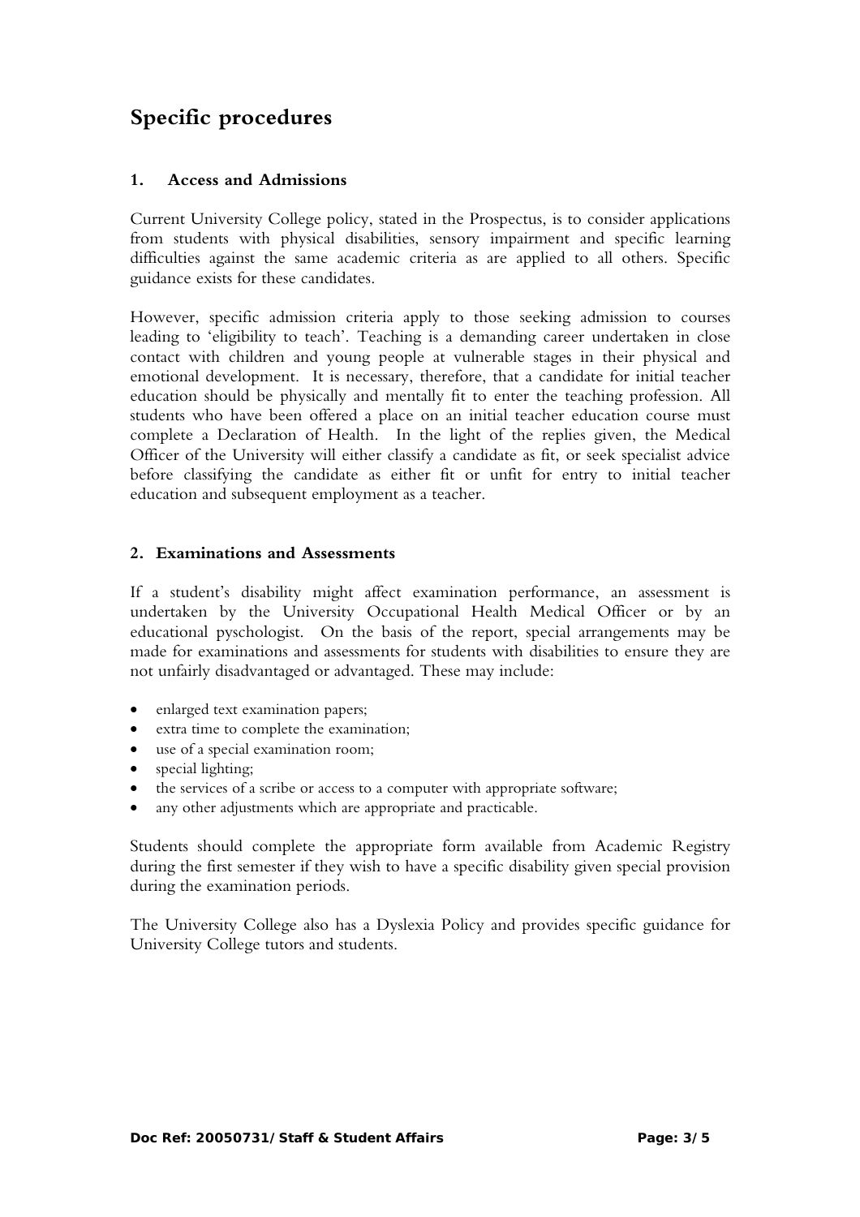# Specific procedures

### 1. Access and Admissions

Current University College policy, stated in the Prospectus, is to consider applications from students with physical disabilities, sensory impairment and specific learning difficulties against the same academic criteria as are applied to all others. Specific guidance exists for these candidates.

However, specific admission criteria apply to those seeking admission to courses leading to 'eligibility to teach'. Teaching is a demanding career undertaken in close contact with children and young people at vulnerable stages in their physical and emotional development. It is necessary, therefore, that a candidate for initial teacher education should be physically and mentally fit to enter the teaching profession. All students who have been offered a place on an initial teacher education course must complete a Declaration of Health. In the light of the replies given, the Medical Officer of the University will either classify a candidate as fit, or seek specialist advice before classifying the candidate as either fit or unfit for entry to initial teacher education and subsequent employment as a teacher.

### 2. Examinations and Assessments

If a student's disability might affect examination performance, an assessment is undertaken by the University Occupational Health Medical Officer or by an educational pyschologist. On the basis of the report, special arrangements may be made for examinations and assessments for students with disabilities to ensure they are not unfairly disadvantaged or advantaged. These may include:

- enlarged text examination papers;
- extra time to complete the examination;
- use of a special examination room;
- special lighting;
- the services of a scribe or access to a computer with appropriate software;
- any other adjustments which are appropriate and practicable.

Students should complete the appropriate form available from Academic Registry during the first semester if they wish to have a specific disability given special provision during the examination periods.

The University College also has a Dyslexia Policy and provides specific guidance for University College tutors and students.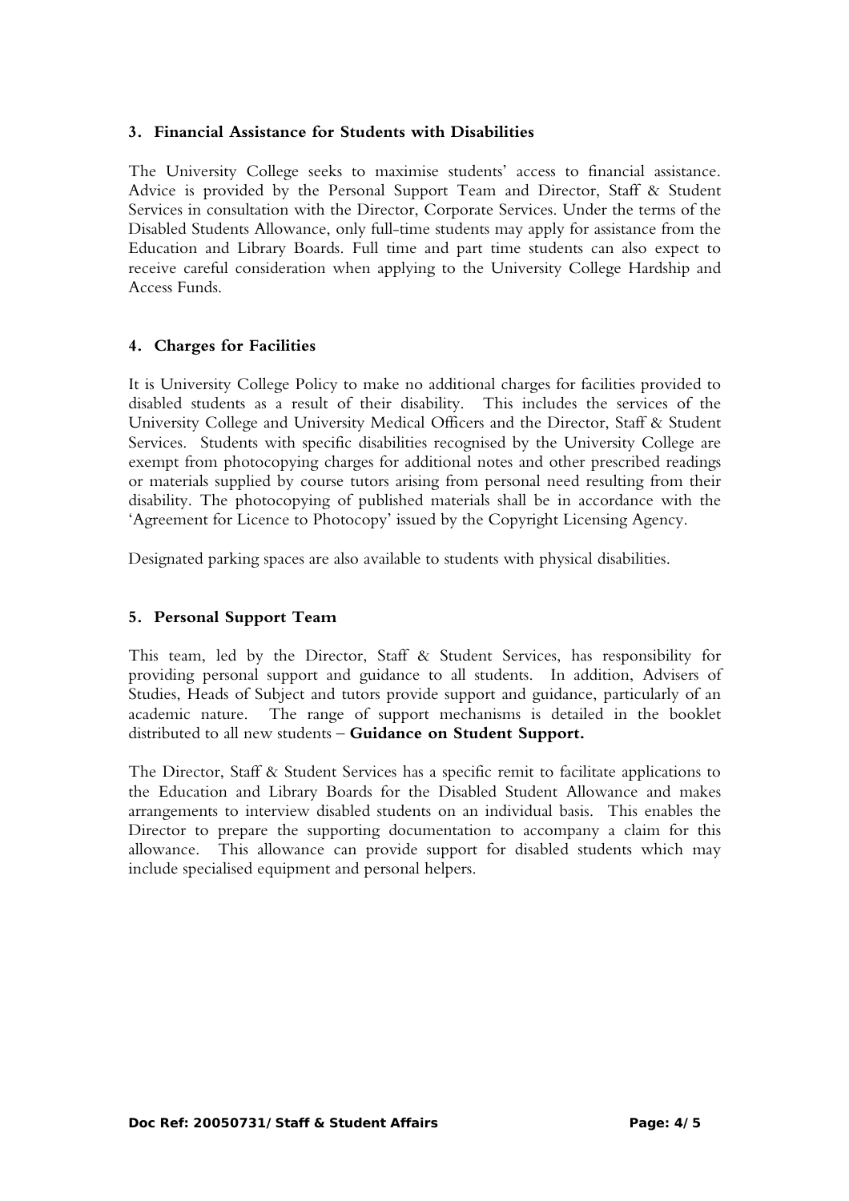## 3. Financial Assistance for Students with Disabilities

The University College seeks to maximise students' access to financial assistance. Advice is provided by the Personal Support Team and Director, Staff & Student Services in consultation with the Director, Corporate Services. Under the terms of the Disabled Students Allowance, only full-time students may apply for assistance from the Education and Library Boards. Full time and part time students can also expect to receive careful consideration when applying to the University College Hardship and Access Funds.

## 4. Charges for Facilities

It is University College Policy to make no additional charges for facilities provided to disabled students as a result of their disability. This includes the services of the University College and University Medical Officers and the Director, Staff & Student Services. Students with specific disabilities recognised by the University College are exempt from photocopying charges for additional notes and other prescribed readings or materials supplied by course tutors arising from personal need resulting from their disability. The photocopying of published materials shall be in accordance with the 'Agreement for Licence to Photocopy' issued by the Copyright Licensing Agency.

Designated parking spaces are also available to students with physical disabilities.

## 5. Personal Support Team

This team, led by the Director, Staff & Student Services, has responsibility for providing personal support and guidance to all students. In addition, Advisers of Studies, Heads of Subject and tutors provide support and guidance, particularly of an academic nature. The range of support mechanisms is detailed in the booklet distributed to all new students – **Guidance on Student Support.**

The Director, Staff & Student Services has a specific remit to facilitate applications to the Education and Library Boards for the Disabled Student Allowance and makes arrangements to interview disabled students on an individual basis. This enables the Director to prepare the supporting documentation to accompany a claim for this allowance. This allowance can provide support for disabled students which may include specialised equipment and personal helpers.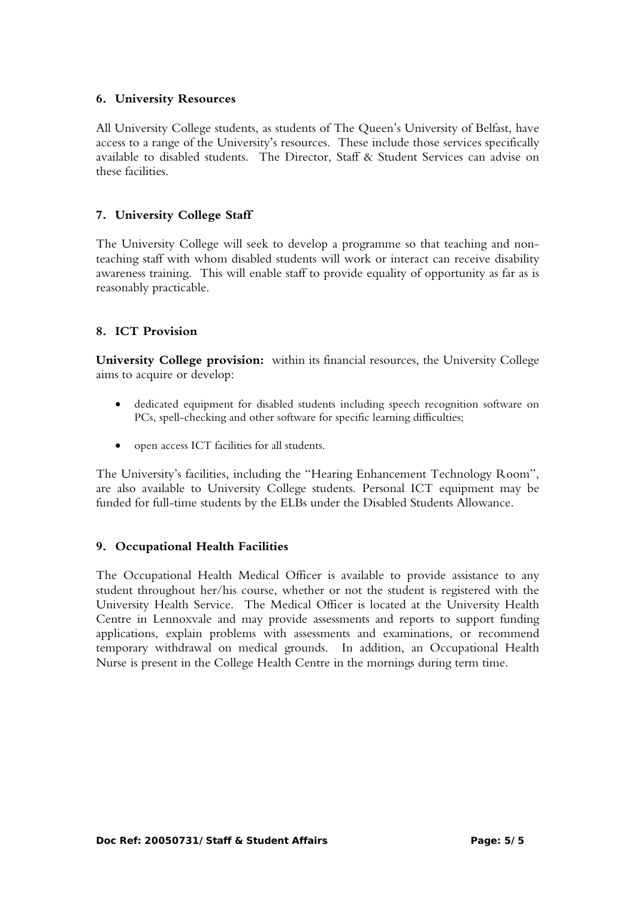## 6. University Resources

All University College students, as students of The Queen's University of Belfast, have access to a range of the University's resources. These include those services specifically available to disabled students. The Director, Staff & Student Services can advise on these facilities.

## 7. University College Staff

The University College will seek to develop a programme so that teaching and non-teaching staff with whom disabled students will work or interact can receive disability awareness training. This will enable staff to provide equality of opportunity as far as is reasonably practicable.

## 8. ICT Provision

**University College provision:** within its financial resources, the University College aims to acquire or develop:

- dedicated equipment for disabled students including speech recognition software on PCs, spell-checking and other software for specific learning difficulties;
- open access ICT facilities for all students.

The University's facilities, including the "Hearing Enhancement Technology Room", are also available to University College students. Personal ICT equipment may be funded for full-time students by the ELBs under the Disabled Students Allowance.

## 9. Occupational Health Facilities

The Occupational Health Medical Officer is available to provide assistance to any student throughout her/his course, whether or not the student is registered with the University Health Service. The Medical Officer is located at the University Health Centre in Lennoxvale and may provide assessments and reports to support funding applications, explain problems with assessments and examinations, or recommend temporary withdrawal on medical grounds. In addition, an Occupational Health Nurse is present in the College Health Centre in the mornings during term time.